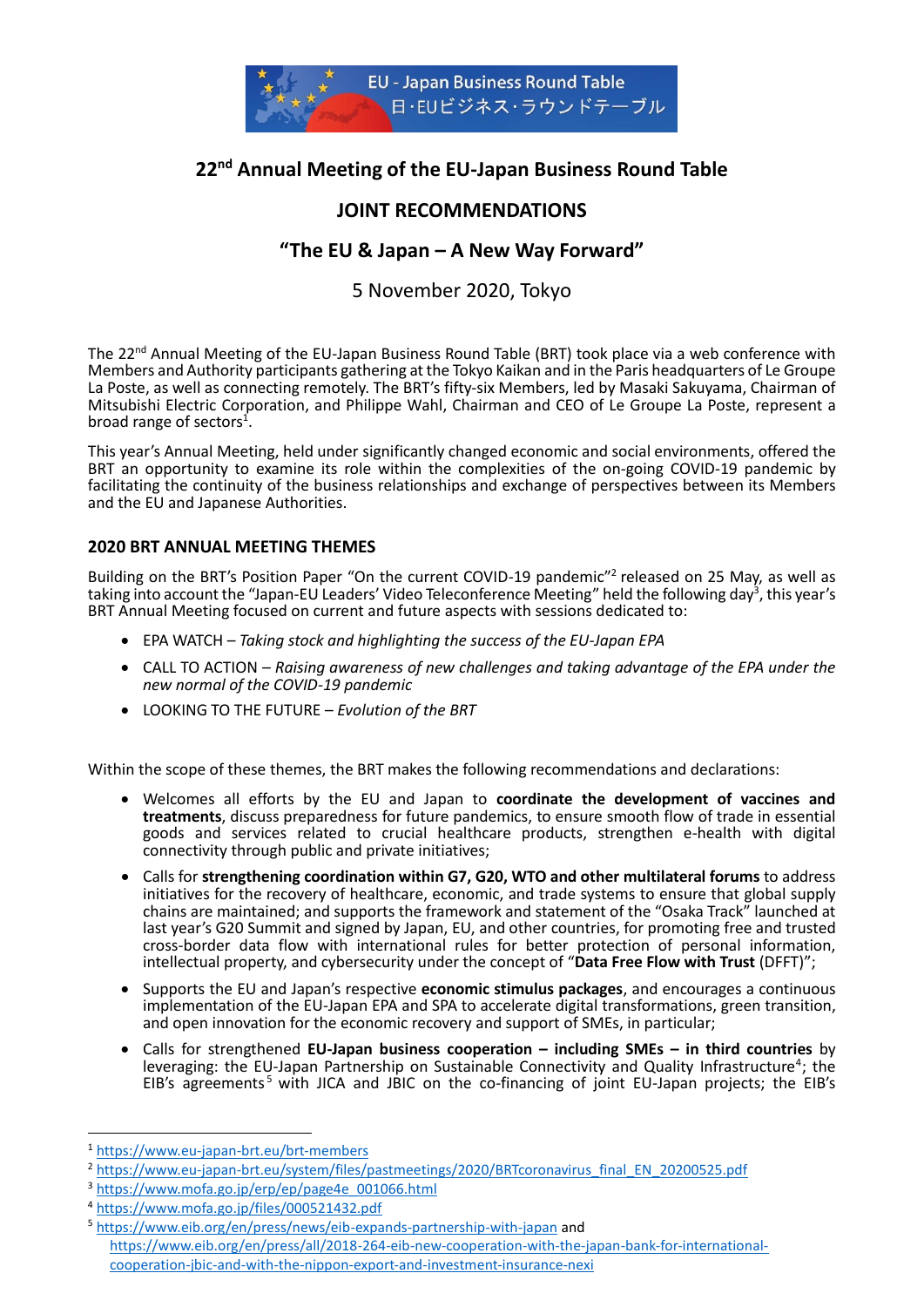EU - Japan Business Round Table
日·EUビジネス·ラウンドテーブル

# 22nd Annual Meeting of the EU-Japan Business Round Table

## JOINT RECOMMENDATIONS

## "The EU & Japan – A New Way Forward"

5 November 2020, Tokyo

The 22nd Annual Meeting of the EU-Japan Business Round Table (BRT) took place via a web conference with Members and Authority participants gathering at the Tokyo Kaikan and in the Paris headquarters of Le Groupe La Poste, as well as connecting remotely. The BRT's fifty-six Members, led by Masaki Sakuyama, Chairman of Mitsubishi Electric Corporation, and Philippe Wahl, Chairman and CEO of Le Groupe La Poste, represent a broad range of sectors[1].

This year's Annual Meeting, held under significantly changed economic and social environments, offered the BRT an opportunity to examine its role within the complexities of the on-going COVID-19 pandemic by facilitating the continuity of the business relationships and exchange of perspectives between its Members and the EU and Japanese Authorities.

### 2020 BRT ANNUAL MEETING THEMES

Building on the BRT's Position Paper "On the current COVID-19 pandemic"[2] released on 25 May, as well as taking into account the "Japan-EU Leaders' Video Teleconference Meeting" held the following day[3], this year's BRT Annual Meeting focused on current and future aspects with sessions dedicated to:

- EPA WATCH – *Taking stock and highlighting the success of the EU-Japan EPA*
- CALL TO ACTION – *Raising awareness of new challenges and taking advantage of the EPA under the new normal of the COVID-19 pandemic*
- LOOKING TO THE FUTURE – *Evolution of the BRT*

Within the scope of these themes, the BRT makes the following recommendations and declarations:

- Welcomes all efforts by the EU and Japan to **coordinate the development of vaccines and treatments**, discuss preparedness for future pandemics, to ensure smooth flow of trade in essential goods and services related to crucial healthcare products, strengthen e-health with digital connectivity through public and private initiatives;
- Calls for **strengthening coordination within G7, G20, WTO and other multilateral forums** to address initiatives for the recovery of healthcare, economic, and trade systems to ensure that global supply chains are maintained; and supports the framework and statement of the "Osaka Track" launched at last year's G20 Summit and signed by Japan, EU, and other countries, for promoting free and trusted cross-border data flow with international rules for better protection of personal information, intellectual property, and cybersecurity under the concept of "**Data Free Flow with Trust** (DFFT)";
- Supports the EU and Japan's respective **economic stimulus packages**, and encourages a continuous implementation of the EU-Japan EPA and SPA to accelerate digital transformations, green transition, and open innovation for the economic recovery and support of SMEs, in particular;
- Calls for strengthened **EU-Japan business cooperation – including SMEs – in third countries** by leveraging: the EU-Japan Partnership on Sustainable Connectivity and Quality Infrastructure[4]; the EIB's agreements[5] with JICA and JBIC on the co-financing of joint EU-Japan projects; the EIB's

---

[1] https://www.eu-japan-brt.eu/brt-members

[2] https://www.eu-japan-brt.eu/system/files/pastmeetings/2020/BRTcoronavirus_final_EN_20200525.pdf

[3] https://www.mofa.go.jp/erp/ep/page4e_001066.html

[4] https://www.mofa.go.jp/files/000521432.pdf

[5] https://www.eib.org/en/press/news/eib-expands-partnership-with-japan and https://www.eib.org/en/press/all/2018-264-eib-new-cooperation-with-the-japan-bank-for-international-cooperation-jbic-and-with-the-nippon-export-and-investment-insurance-nexi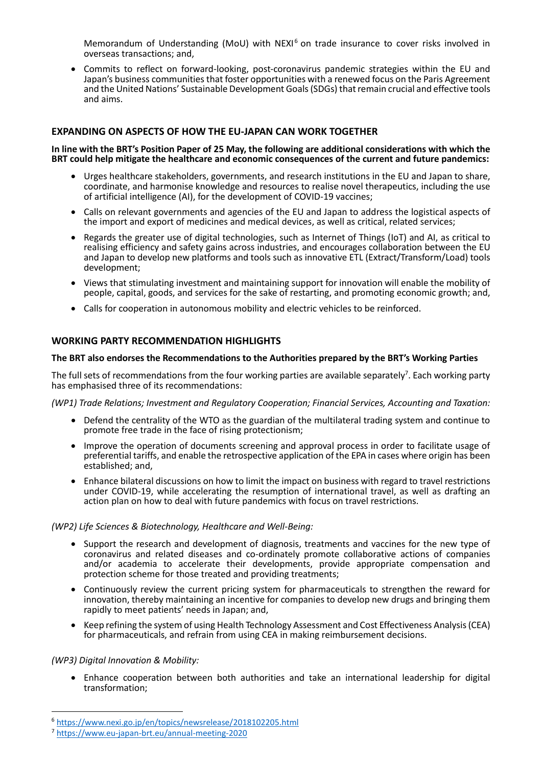Memorandum of Understanding (MoU) with NEXI[6] on trade insurance to cover risks involved in overseas transactions; and,

- Commits to reflect on forward-looking, post-coronavirus pandemic strategies within the EU and Japan's business communities that foster opportunities with a renewed focus on the Paris Agreement and the United Nations' Sustainable Development Goals (SDGs) that remain crucial and effective tools and aims.

## EXPANDING ON ASPECTS OF HOW THE EU-JAPAN CAN WORK TOGETHER

**In line with the BRT's Position Paper of 25 May, the following are additional considerations with which the BRT could help mitigate the healthcare and economic consequences of the current and future pandemics:**

- Urges healthcare stakeholders, governments, and research institutions in the EU and Japan to share, coordinate, and harmonise knowledge and resources to realise novel therapeutics, including the use of artificial intelligence (AI), for the development of COVID-19 vaccines;
- Calls on relevant governments and agencies of the EU and Japan to address the logistical aspects of the import and export of medicines and medical devices, as well as critical, related services;
- Regards the greater use of digital technologies, such as Internet of Things (IoT) and AI, as critical to realising efficiency and safety gains across industries, and encourages collaboration between the EU and Japan to develop new platforms and tools such as innovative ETL (Extract/Transform/Load) tools development;
- Views that stimulating investment and maintaining support for innovation will enable the mobility of people, capital, goods, and services for the sake of restarting, and promoting economic growth; and,
- Calls for cooperation in autonomous mobility and electric vehicles to be reinforced.

## WORKING PARTY RECOMMENDATION HIGHLIGHTS

**The BRT also endorses the Recommendations to the Authorities prepared by the BRT's Working Parties**

The full sets of recommendations from the four working parties are available separately[7]. Each working party has emphasised three of its recommendations:

*(WP1) Trade Relations; Investment and Regulatory Cooperation; Financial Services, Accounting and Taxation:*

- Defend the centrality of the WTO as the guardian of the multilateral trading system and continue to promote free trade in the face of rising protectionism;
- Improve the operation of documents screening and approval process in order to facilitate usage of preferential tariffs, and enable the retrospective application of the EPA in cases where origin has been established; and,
- Enhance bilateral discussions on how to limit the impact on business with regard to travel restrictions under COVID-19, while accelerating the resumption of international travel, as well as drafting an action plan on how to deal with future pandemics with focus on travel restrictions.

*(WP2) Life Sciences & Biotechnology, Healthcare and Well-Being:*

- Support the research and development of diagnosis, treatments and vaccines for the new type of coronavirus and related diseases and co-ordinately promote collaborative actions of companies and/or academia to accelerate their developments, provide appropriate compensation and protection scheme for those treated and providing treatments;
- Continuously review the current pricing system for pharmaceuticals to strengthen the reward for innovation, thereby maintaining an incentive for companies to develop new drugs and bringing them rapidly to meet patients' needs in Japan; and,
- Keep refining the system of using Health Technology Assessment and Cost Effectiveness Analysis (CEA) for pharmaceuticals, and refrain from using CEA in making reimbursement decisions.

*(WP3) Digital Innovation & Mobility:*

- Enhance cooperation between both authorities and take an international leadership for digital transformation;

[6] https://www.nexi.go.jp/en/topics/newsrelease/2018102205.html

[7] https://www.eu-japan-brt.eu/annual-meeting-2020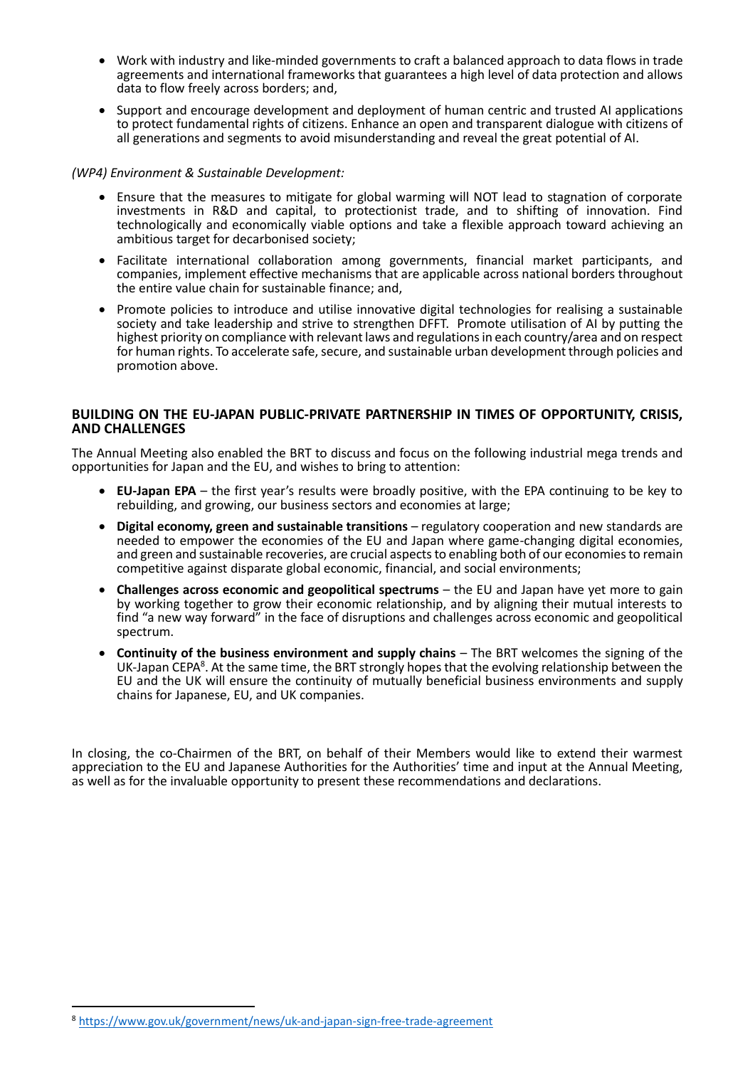- Work with industry and like-minded governments to craft a balanced approach to data flows in trade agreements and international frameworks that guarantees a high level of data protection and allows data to flow freely across borders; and,
- Support and encourage development and deployment of human centric and trusted AI applications to protect fundamental rights of citizens. Enhance an open and transparent dialogue with citizens of all generations and segments to avoid misunderstanding and reveal the great potential of AI.

*(WP4) Environment & Sustainable Development:*

- Ensure that the measures to mitigate for global warming will NOT lead to stagnation of corporate investments in R&D and capital, to protectionist trade, and to shifting of innovation. Find technologically and economically viable options and take a flexible approach toward achieving an ambitious target for decarbonised society;
- Facilitate international collaboration among governments, financial market participants, and companies, implement effective mechanisms that are applicable across national borders throughout the entire value chain for sustainable finance; and,
- Promote policies to introduce and utilise innovative digital technologies for realising a sustainable society and take leadership and strive to strengthen DFFT. Promote utilisation of AI by putting the highest priority on compliance with relevant laws and regulations in each country/area and on respect for human rights. To accelerate safe, secure, and sustainable urban development through policies and promotion above.

## BUILDING ON THE EU-JAPAN PUBLIC-PRIVATE PARTNERSHIP IN TIMES OF OPPORTUNITY, CRISIS, AND CHALLENGES

The Annual Meeting also enabled the BRT to discuss and focus on the following industrial mega trends and opportunities for Japan and the EU, and wishes to bring to attention:

- **EU-Japan EPA** – the first year's results were broadly positive, with the EPA continuing to be key to rebuilding, and growing, our business sectors and economies at large;
- **Digital economy, green and sustainable transitions** – regulatory cooperation and new standards are needed to empower the economies of the EU and Japan where game-changing digital economies, and green and sustainable recoveries, are crucial aspects to enabling both of our economies to remain competitive against disparate global economic, financial, and social environments;
- **Challenges across economic and geopolitical spectrums** – the EU and Japan have yet more to gain by working together to grow their economic relationship, and by aligning their mutual interests to find "a new way forward" in the face of disruptions and challenges across economic and geopolitical spectrum.
- **Continuity of the business environment and supply chains** – The BRT welcomes the signing of the UK-Japan CEPA[8]. At the same time, the BRT strongly hopes that the evolving relationship between the EU and the UK will ensure the continuity of mutually beneficial business environments and supply chains for Japanese, EU, and UK companies.

In closing, the co-Chairmen of the BRT, on behalf of their Members would like to extend their warmest appreciation to the EU and Japanese Authorities for the Authorities' time and input at the Annual Meeting, as well as for the invaluable opportunity to present these recommendations and declarations.

[8] https://www.gov.uk/government/news/uk-and-japan-sign-free-trade-agreement